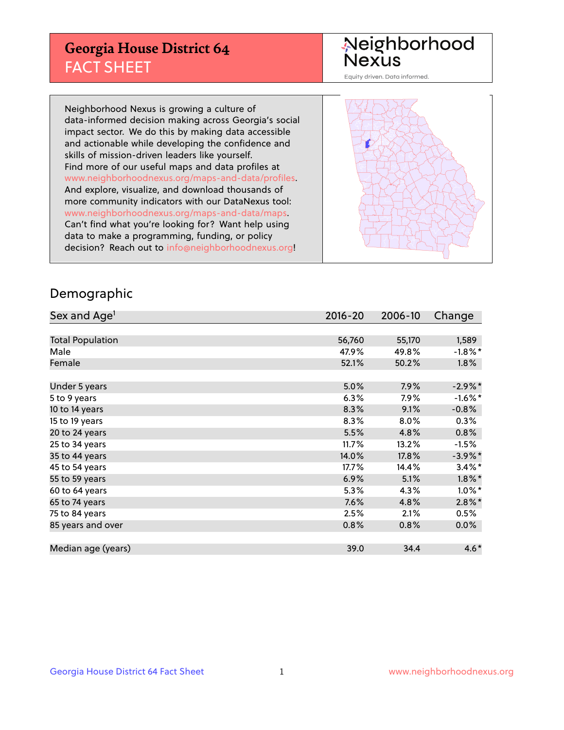# Georgia House District 64
## FACT SHEET

Neighborhood Nexus
Equity driven. Data informed.

Neighborhood Nexus is growing a culture of data-informed decision making across Georgia's social impact sector. We do this by making data accessible and actionable while developing the confidence and skills of mission-driven leaders like yourself. Find more of our useful maps and data profiles at www.neighborhoodnexus.org/maps-and-data/profiles. And explore, visualize, and download thousands of more community indicators with our DataNexus tool: www.neighborhoodnexus.org/maps-and-data/maps. Can't find what you're looking for? Want help using data to make a programming, funding, or policy decision? Reach out to info@neighborhoodnexus.org!

## Demographic

| Sex and Age[1] | 2016-20 | 2006-10 | Change |
|---|---|---|---|
| Total Population | 56,760 | 55,170 | 1,589 |
| Male | 47.9% | 49.8% | -1.8%* |
| Female | 52.1% | 50.2% | 1.8% |
| Under 5 years | 5.0% | 7.9% | -2.9%* |
| 5 to 9 years | 6.3% | 7.9% | -1.6%* |
| 10 to 14 years | 8.3% | 9.1% | -0.8% |
| 15 to 19 years | 8.3% | 8.0% | 0.3% |
| 20 to 24 years | 5.5% | 4.8% | 0.8% |
| 25 to 34 years | 11.7% | 13.2% | -1.5% |
| 35 to 44 years | 14.0% | 17.8% | -3.9%* |
| 45 to 54 years | 17.7% | 14.4% | 3.4%* |
| 55 to 59 years | 6.9% | 5.1% | 1.8%* |
| 60 to 64 years | 5.3% | 4.3% | 1.0%* |
| 65 to 74 years | 7.6% | 4.8% | 2.8%* |
| 75 to 84 years | 2.5% | 2.1% | 0.5% |
| 85 years and over | 0.8% | 0.8% | 0.0% |
| Median age (years) | 39.0 | 34.4 | 4.6* |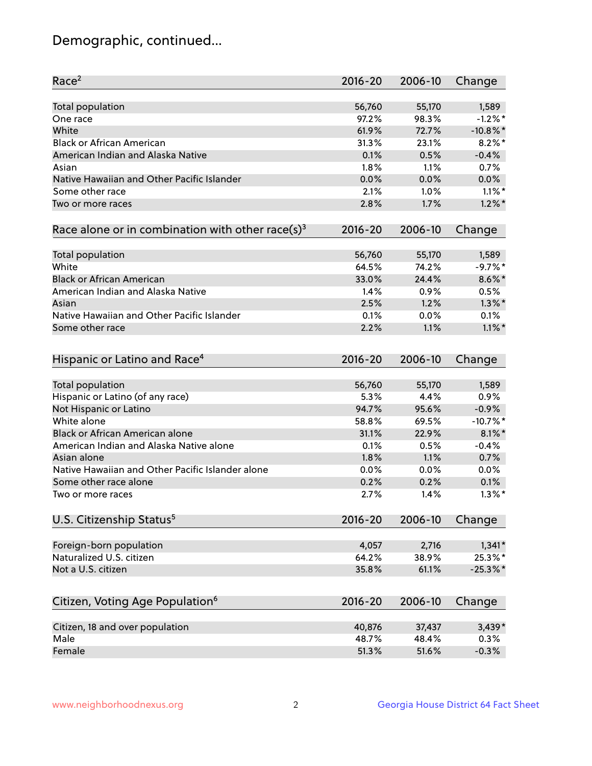# Demographic, continued...

| Race[2] | 2016-20 | 2006-10 | Change |
|---|---|---|---|
| Total population | 56,760 | 55,170 | 1,589 |
| One race | 97.2% | 98.3% | -1.2%* |
| White | 61.9% | 72.7% | -10.8%* |
| Black or African American | 31.3% | 23.1% | 8.2%* |
| American Indian and Alaska Native | 0.1% | 0.5% | -0.4% |
| Asian | 1.8% | 1.1% | 0.7% |
| Native Hawaiian and Other Pacific Islander | 0.0% | 0.0% | 0.0% |
| Some other race | 2.1% | 1.0% | 1.1%* |
| Two or more races | 2.8% | 1.7% | 1.2%* |

| Race alone or in combination with other race(s)[3] | 2016-20 | 2006-10 | Change |
|---|---|---|---|
| Total population | 56,760 | 55,170 | 1,589 |
| White | 64.5% | 74.2% | -9.7%* |
| Black or African American | 33.0% | 24.4% | 8.6%* |
| American Indian and Alaska Native | 1.4% | 0.9% | 0.5% |
| Asian | 2.5% | 1.2% | 1.3%* |
| Native Hawaiian and Other Pacific Islander | 0.1% | 0.0% | 0.1% |
| Some other race | 2.2% | 1.1% | 1.1%* |

| Hispanic or Latino and Race[4] | 2016-20 | 2006-10 | Change |
|---|---|---|---|
| Total population | 56,760 | 55,170 | 1,589 |
| Hispanic or Latino (of any race) | 5.3% | 4.4% | 0.9% |
| Not Hispanic or Latino | 94.7% | 95.6% | -0.9% |
| White alone | 58.8% | 69.5% | -10.7%* |
| Black or African American alone | 31.1% | 22.9% | 8.1%* |
| American Indian and Alaska Native alone | 0.1% | 0.5% | -0.4% |
| Asian alone | 1.8% | 1.1% | 0.7% |
| Native Hawaiian and Other Pacific Islander alone | 0.0% | 0.0% | 0.0% |
| Some other race alone | 0.2% | 0.2% | 0.1% |
| Two or more races | 2.7% | 1.4% | 1.3%* |

| U.S. Citizenship Status[5] | 2016-20 | 2006-10 | Change |
|---|---|---|---|
| Foreign-born population | 4,057 | 2,716 | 1,341* |
| Naturalized U.S. citizen | 64.2% | 38.9% | 25.3%* |
| Not a U.S. citizen | 35.8% | 61.1% | -25.3%* |

| Citizen, Voting Age Population[6] | 2016-20 | 2006-10 | Change |
|---|---|---|---|
| Citizen, 18 and over population | 40,876 | 37,437 | 3,439* |
| Male | 48.7% | 48.4% | 0.3% |
| Female | 51.3% | 51.6% | -0.3% |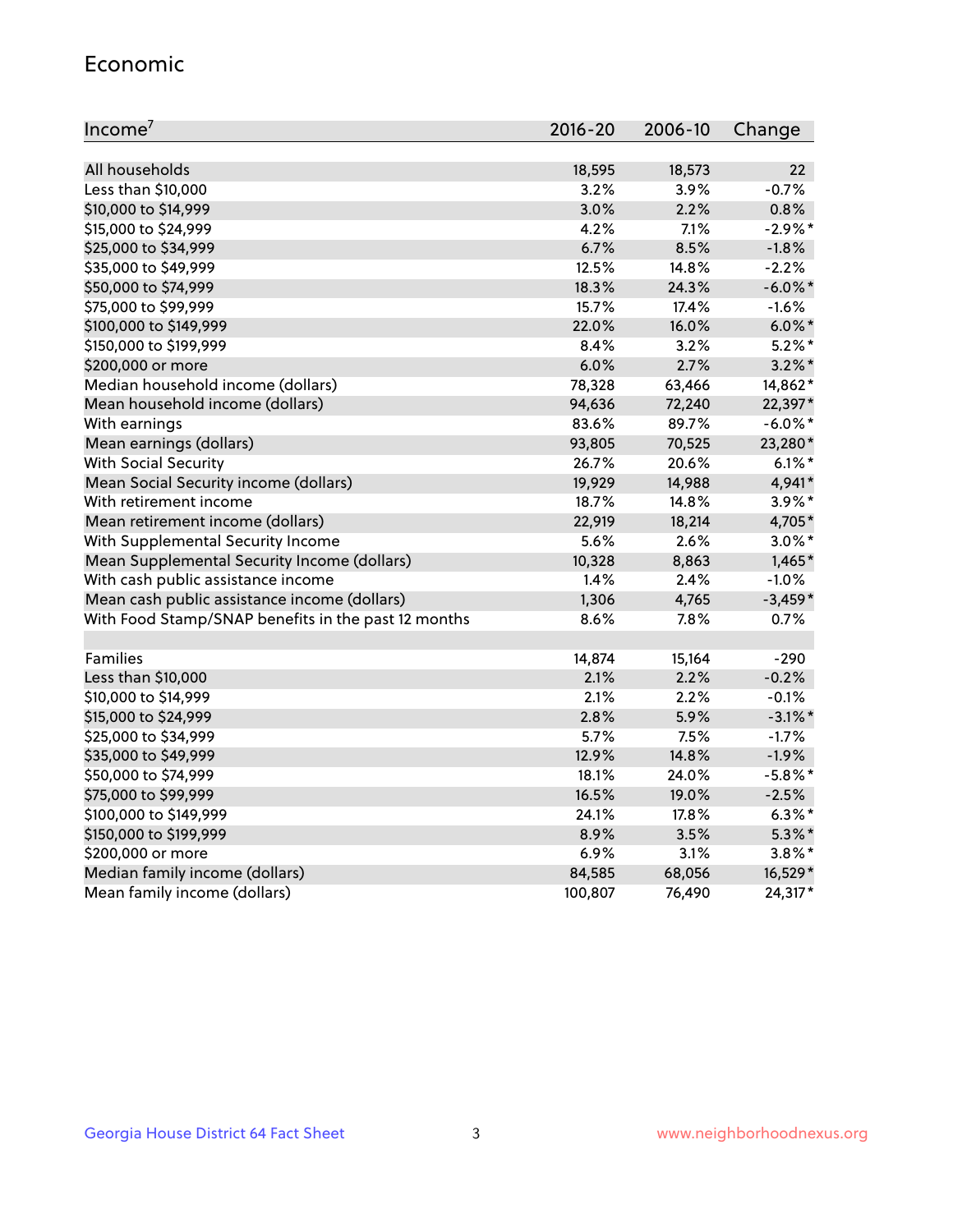## Economic

| Income[7] | 2016-20 | 2006-10 | Change |
|---|---|---|---|
| All households | 18,595 | 18,573 | 22 |
| Less than $10,000 | 3.2% | 3.9% | -0.7% |
| $10,000 to $14,999 | 3.0% | 2.2% | 0.8% |
| $15,000 to $24,999 | 4.2% | 7.1% | -2.9%* |
| $25,000 to $34,999 | 6.7% | 8.5% | -1.8% |
| $35,000 to $49,999 | 12.5% | 14.8% | -2.2% |
| $50,000 to $74,999 | 18.3% | 24.3% | -6.0%* |
| $75,000 to $99,999 | 15.7% | 17.4% | -1.6% |
| $100,000 to $149,999 | 22.0% | 16.0% | 6.0%* |
| $150,000 to $199,999 | 8.4% | 3.2% | 5.2%* |
| $200,000 or more | 6.0% | 2.7% | 3.2%* |
| Median household income (dollars) | 78,328 | 63,466 | 14,862* |
| Mean household income (dollars) | 94,636 | 72,240 | 22,397* |
| With earnings | 83.6% | 89.7% | -6.0%* |
| Mean earnings (dollars) | 93,805 | 70,525 | 23,280* |
| With Social Security | 26.7% | 20.6% | 6.1%* |
| Mean Social Security income (dollars) | 19,929 | 14,988 | 4,941* |
| With retirement income | 18.7% | 14.8% | 3.9%* |
| Mean retirement income (dollars) | 22,919 | 18,214 | 4,705* |
| With Supplemental Security Income | 5.6% | 2.6% | 3.0%* |
| Mean Supplemental Security Income (dollars) | 10,328 | 8,863 | 1,465* |
| With cash public assistance income | 1.4% | 2.4% | -1.0% |
| Mean cash public assistance income (dollars) | 1,306 | 4,765 | -3,459* |
| With Food Stamp/SNAP benefits in the past 12 months | 8.6% | 7.8% | 0.7% |
| | | | |
| Families | 14,874 | 15,164 | -290 |
| Less than $10,000 | 2.1% | 2.2% | -0.2% |
| $10,000 to $14,999 | 2.1% | 2.2% | -0.1% |
| $15,000 to $24,999 | 2.8% | 5.9% | -3.1%* |
| $25,000 to $34,999 | 5.7% | 7.5% | -1.7% |
| $35,000 to $49,999 | 12.9% | 14.8% | -1.9% |
| $50,000 to $74,999 | 18.1% | 24.0% | -5.8%* |
| $75,000 to $99,999 | 16.5% | 19.0% | -2.5% |
| $100,000 to $149,999 | 24.1% | 17.8% | 6.3%* |
| $150,000 to $199,999 | 8.9% | 3.5% | 5.3%* |
| $200,000 or more | 6.9% | 3.1% | 3.8%* |
| Median family income (dollars) | 84,585 | 68,056 | 16,529* |
| Mean family income (dollars) | 100,807 | 76,490 | 24,317* |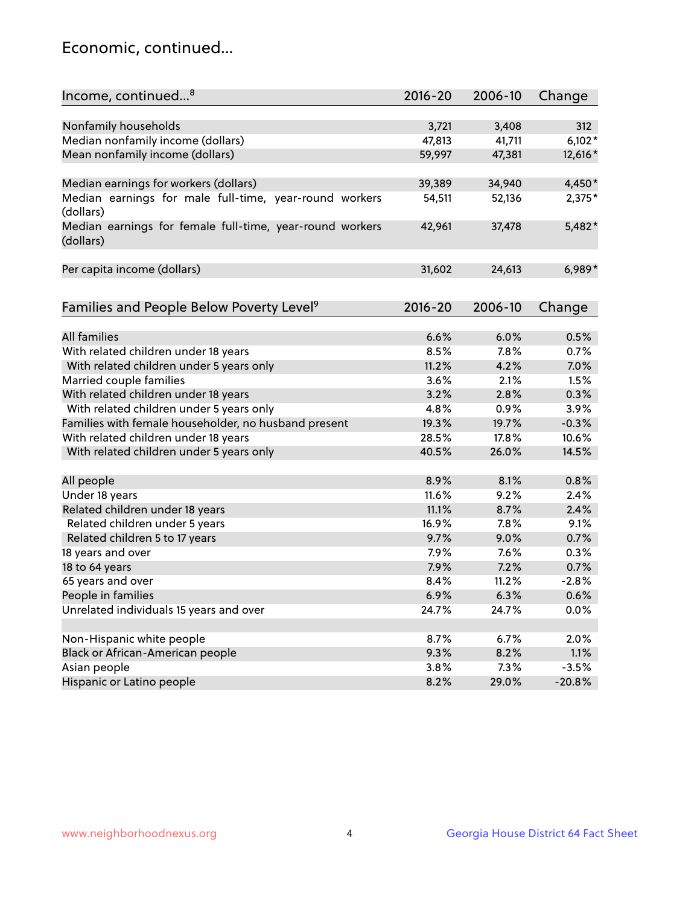# Economic, continued...

| Income, continued...[8] | 2016-20 | 2006-10 | Change |
|---|---|---|---|
| Nonfamily households | 3,721 | 3,408 | 312 |
| Median nonfamily income (dollars) | 47,813 | 41,711 | 6,102* |
| Mean nonfamily income (dollars) | 59,997 | 47,381 | 12,616* |
| Median earnings for workers (dollars) | 39,389 | 34,940 | 4,450* |
| Median earnings for male full-time, year-round workers (dollars) | 54,511 | 52,136 | 2,375* |
| Median earnings for female full-time, year-round workers (dollars) | 42,961 | 37,478 | 5,482* |
| Per capita income (dollars) | 31,602 | 24,613 | 6,989* |

| Families and People Below Poverty Level[9] | 2016-20 | 2006-10 | Change |
|---|---|---|---|
| All families | 6.6% | 6.0% | 0.5% |
| With related children under 18 years | 8.5% | 7.8% | 0.7% |
| With related children under 5 years only | 11.2% | 4.2% | 7.0% |
| Married couple families | 3.6% | 2.1% | 1.5% |
| With related children under 18 years | 3.2% | 2.8% | 0.3% |
| With related children under 5 years only | 4.8% | 0.9% | 3.9% |
| Families with female householder, no husband present | 19.3% | 19.7% | -0.3% |
| With related children under 18 years | 28.5% | 17.8% | 10.6% |
| With related children under 5 years only | 40.5% | 26.0% | 14.5% |
| All people | 8.9% | 8.1% | 0.8% |
| Under 18 years | 11.6% | 9.2% | 2.4% |
| Related children under 18 years | 11.1% | 8.7% | 2.4% |
| Related children under 5 years | 16.9% | 7.8% | 9.1% |
| Related children 5 to 17 years | 9.7% | 9.0% | 0.7% |
| 18 years and over | 7.9% | 7.6% | 0.3% |
| 18 to 64 years | 7.9% | 7.2% | 0.7% |
| 65 years and over | 8.4% | 11.2% | -2.8% |
| People in families | 6.9% | 6.3% | 0.6% |
| Unrelated individuals 15 years and over | 24.7% | 24.7% | 0.0% |
| Non-Hispanic white people | 8.7% | 6.7% | 2.0% |
| Black or African-American people | 9.3% | 8.2% | 1.1% |
| Asian people | 3.8% | 7.3% | -3.5% |
| Hispanic or Latino people | 8.2% | 29.0% | -20.8% |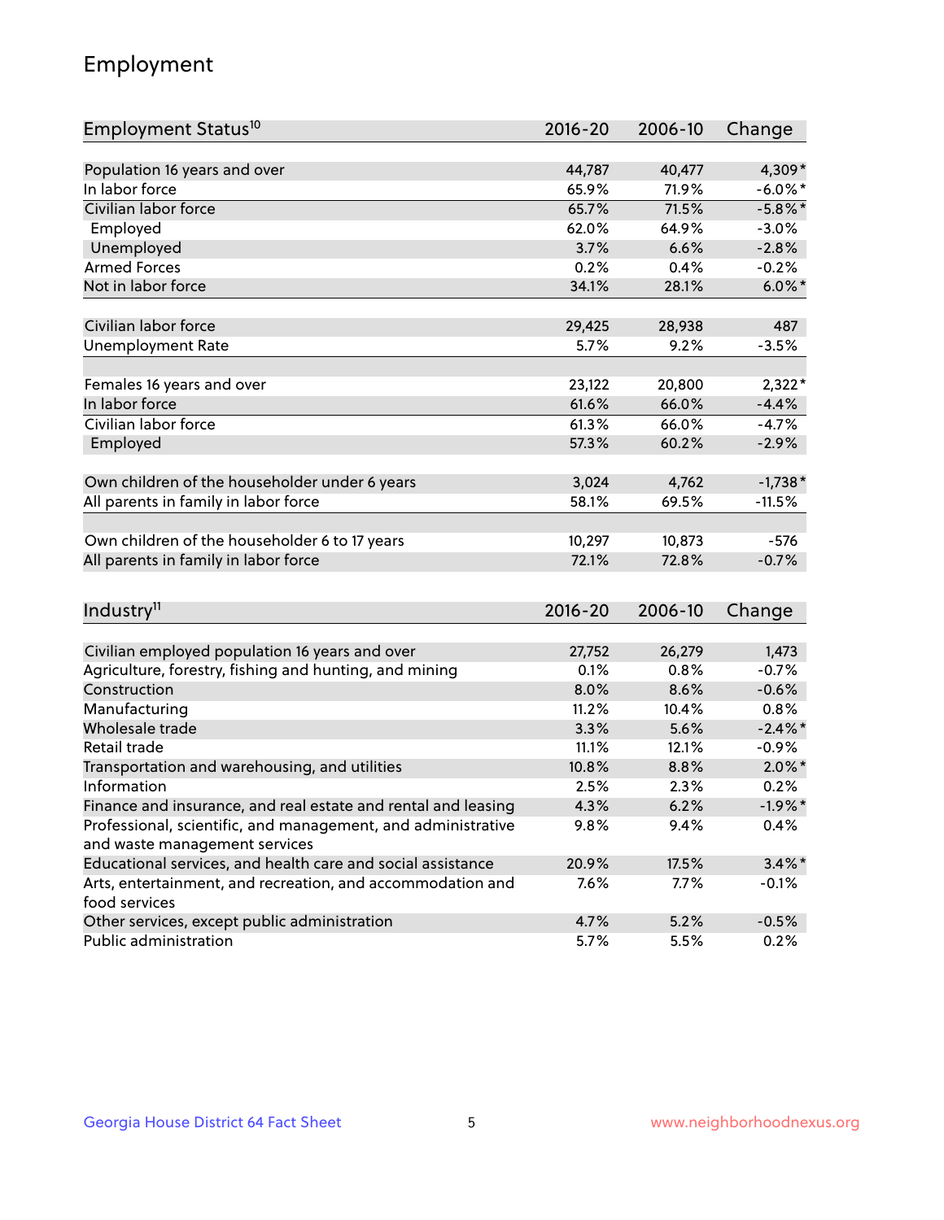## Employment

| Employment Status[10] | 2016-20 | 2006-10 | Change |
|---|---|---|---|
| Population 16 years and over | 44,787 | 40,477 | 4,309* |
| In labor force | 65.9% | 71.9% | -6.0%* |
| Civilian labor force | 65.7% | 71.5% | -5.8%* |
| Employed | 62.0% | 64.9% | -3.0% |
| Unemployed | 3.7% | 6.6% | -2.8% |
| Armed Forces | 0.2% | 0.4% | -0.2% |
| Not in labor force | 34.1% | 28.1% | 6.0%* |
| | | | |
| Civilian labor force | 29,425 | 28,938 | 487 |
| Unemployment Rate | 5.7% | 9.2% | -3.5% |
| | | | |
| Females 16 years and over | 23,122 | 20,800 | 2,322* |
| In labor force | 61.6% | 66.0% | -4.4% |
| Civilian labor force | 61.3% | 66.0% | -4.7% |
| Employed | 57.3% | 60.2% | -2.9% |
| | | | |
| Own children of the householder under 6 years | 3,024 | 4,762 | -1,738* |
| All parents in family in labor force | 58.1% | 69.5% | -11.5% |
| | | | |
| Own children of the householder 6 to 17 years | 10,297 | 10,873 | -576 |
| All parents in family in labor force | 72.1% | 72.8% | -0.7% |

| Industry[11] | 2016-20 | 2006-10 | Change |
|---|---|---|---|
| Civilian employed population 16 years and over | 27,752 | 26,279 | 1,473 |
| Agriculture, forestry, fishing and hunting, and mining | 0.1% | 0.8% | -0.7% |
| Construction | 8.0% | 8.6% | -0.6% |
| Manufacturing | 11.2% | 10.4% | 0.8% |
| Wholesale trade | 3.3% | 5.6% | -2.4%* |
| Retail trade | 11.1% | 12.1% | -0.9% |
| Transportation and warehousing, and utilities | 10.8% | 8.8% | 2.0%* |
| Information | 2.5% | 2.3% | 0.2% |
| Finance and insurance, and real estate and rental and leasing | 4.3% | 6.2% | -1.9%* |
| Professional, scientific, and management, and administrative and waste management services | 9.8% | 9.4% | 0.4% |
| Educational services, and health care and social assistance | 20.9% | 17.5% | 3.4%* |
| Arts, entertainment, and recreation, and accommodation and food services | 7.6% | 7.7% | -0.1% |
| Other services, except public administration | 4.7% | 5.2% | -0.5% |
| Public administration | 5.7% | 5.5% | 0.2% |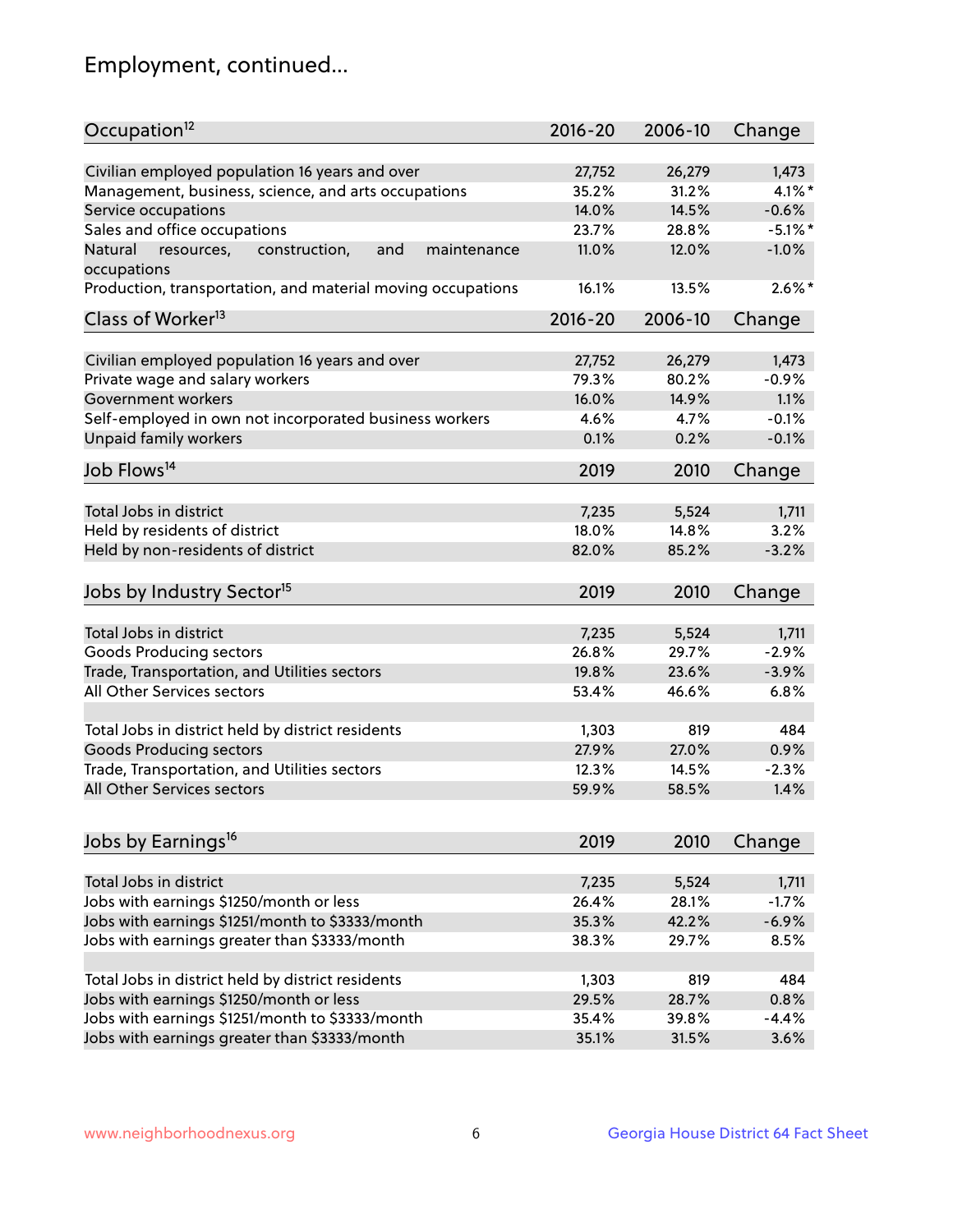## Employment, continued...

| Occupation[12] | 2016-20 | 2006-10 | Change |
|---|---|---|---|
| Civilian employed population 16 years and over | 27,752 | 26,279 | 1,473 |
| Management, business, science, and arts occupations | 35.2% | 31.2% | 4.1%* |
| Service occupations | 14.0% | 14.5% | -0.6% |
| Sales and office occupations | 23.7% | 28.8% | -5.1%* |
| Natural resources, construction, and maintenance occupations | 11.0% | 12.0% | -1.0% |
| Production, transportation, and material moving occupations | 16.1% | 13.5% | 2.6%* |

| Class of Worker[13] | 2016-20 | 2006-10 | Change |
|---|---|---|---|
| Civilian employed population 16 years and over | 27,752 | 26,279 | 1,473 |
| Private wage and salary workers | 79.3% | 80.2% | -0.9% |
| Government workers | 16.0% | 14.9% | 1.1% |
| Self-employed in own not incorporated business workers | 4.6% | 4.7% | -0.1% |
| Unpaid family workers | 0.1% | 0.2% | -0.1% |

| Job Flows[14] | 2019 | 2010 | Change |
|---|---|---|---|
| Total Jobs in district | 7,235 | 5,524 | 1,711 |
| Held by residents of district | 18.0% | 14.8% | 3.2% |
| Held by non-residents of district | 82.0% | 85.2% | -3.2% |

| Jobs by Industry Sector[15] | 2019 | 2010 | Change |
|---|---|---|---|
| Total Jobs in district | 7,235 | 5,524 | 1,711 |
| Goods Producing sectors | 26.8% | 29.7% | -2.9% |
| Trade, Transportation, and Utilities sectors | 19.8% | 23.6% | -3.9% |
| All Other Services sectors | 53.4% | 46.6% | 6.8% |
| | | | |
| Total Jobs in district held by district residents | 1,303 | 819 | 484 |
| Goods Producing sectors | 27.9% | 27.0% | 0.9% |
| Trade, Transportation, and Utilities sectors | 12.3% | 14.5% | -2.3% |
| All Other Services sectors | 59.9% | 58.5% | 1.4% |

| Jobs by Earnings[16] | 2019 | 2010 | Change |
|---|---|---|---|
| Total Jobs in district | 7,235 | 5,524 | 1,711 |
| Jobs with earnings $1250/month or less | 26.4% | 28.1% | -1.7% |
| Jobs with earnings $1251/month to $3333/month | 35.3% | 42.2% | -6.9% |
| Jobs with earnings greater than $3333/month | 38.3% | 29.7% | 8.5% |
| | | | |
| Total Jobs in district held by district residents | 1,303 | 819 | 484 |
| Jobs with earnings $1250/month or less | 29.5% | 28.7% | 0.8% |
| Jobs with earnings $1251/month to $3333/month | 35.4% | 39.8% | -4.4% |
| Jobs with earnings greater than $3333/month | 35.1% | 31.5% | 3.6% |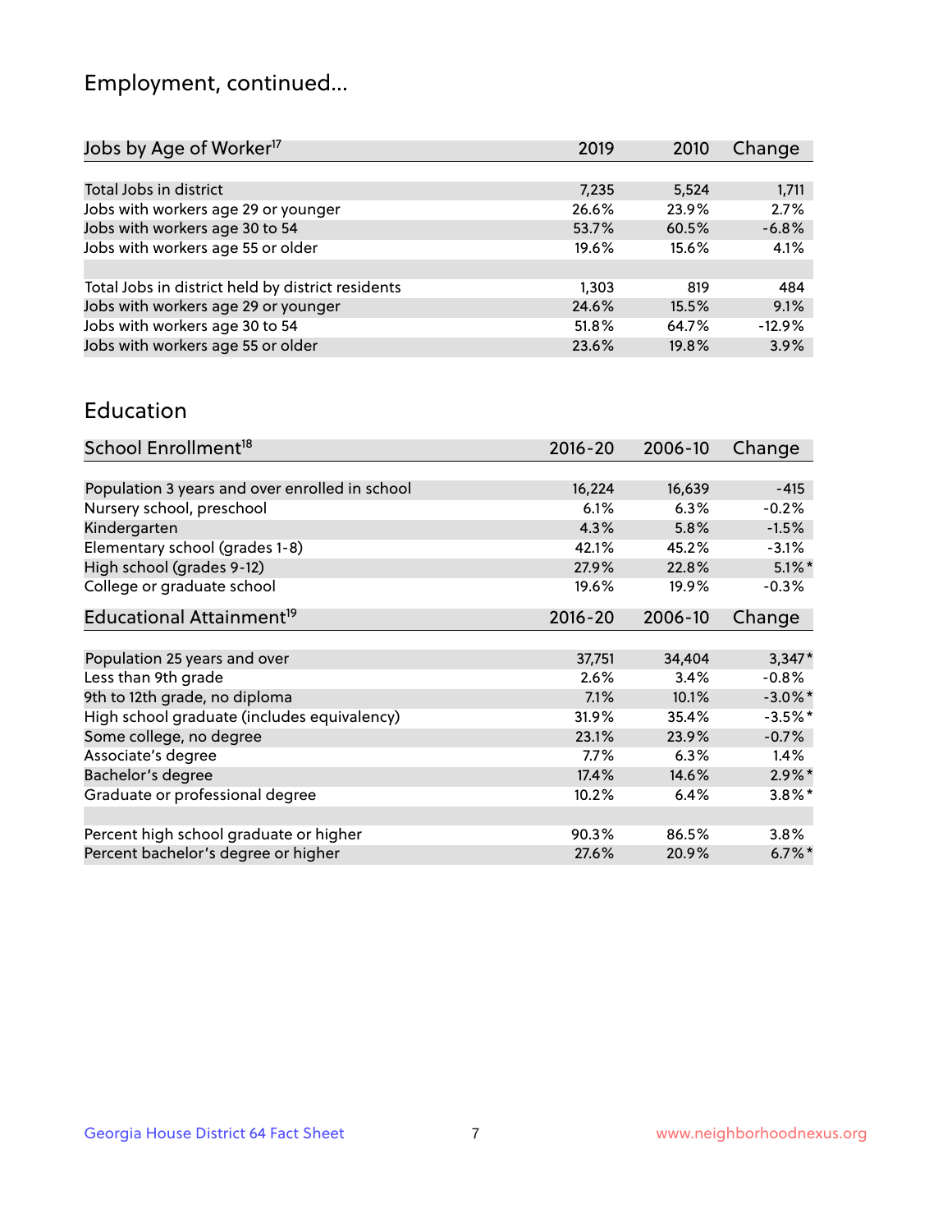## Employment, continued...

| Jobs by Age of Worker[17] | 2019 | 2010 | Change |
|---|---|---|---|
| | | | |
| Total Jobs in district | 7,235 | 5,524 | 1,711 |
| Jobs with workers age 29 or younger | 26.6% | 23.9% | 2.7% |
| Jobs with workers age 30 to 54 | 53.7% | 60.5% | -6.8% |
| Jobs with workers age 55 or older | 19.6% | 15.6% | 4.1% |
| | | | |
| Total Jobs in district held by district residents | 1,303 | 819 | 484 |
| Jobs with workers age 29 or younger | 24.6% | 15.5% | 9.1% |
| Jobs with workers age 30 to 54 | 51.8% | 64.7% | -12.9% |
| Jobs with workers age 55 or older | 23.6% | 19.8% | 3.9% |

## Education

| School Enrollment[18] | 2016-20 | 2006-10 | Change |
|---|---|---|---|
| | | | |
| Population 3 years and over enrolled in school | 16,224 | 16,639 | -415 |
| Nursery school, preschool | 6.1% | 6.3% | -0.2% |
| Kindergarten | 4.3% | 5.8% | -1.5% |
| Elementary school (grades 1-8) | 42.1% | 45.2% | -3.1% |
| High school (grades 9-12) | 27.9% | 22.8% | 5.1%* |
| College or graduate school | 19.6% | 19.9% | -0.3% |

| Educational Attainment[19] | 2016-20 | 2006-10 | Change |
|---|---|---|---|
| | | | |
| Population 25 years and over | 37,751 | 34,404 | 3,347* |
| Less than 9th grade | 2.6% | 3.4% | -0.8% |
| 9th to 12th grade, no diploma | 7.1% | 10.1% | -3.0%* |
| High school graduate (includes equivalency) | 31.9% | 35.4% | -3.5%* |
| Some college, no degree | 23.1% | 23.9% | -0.7% |
| Associate's degree | 7.7% | 6.3% | 1.4% |
| Bachelor's degree | 17.4% | 14.6% | 2.9%* |
| Graduate or professional degree | 10.2% | 6.4% | 3.8%* |
| | | | |
| Percent high school graduate or higher | 90.3% | 86.5% | 3.8% |
| Percent bachelor's degree or higher | 27.6% | 20.9% | 6.7%* |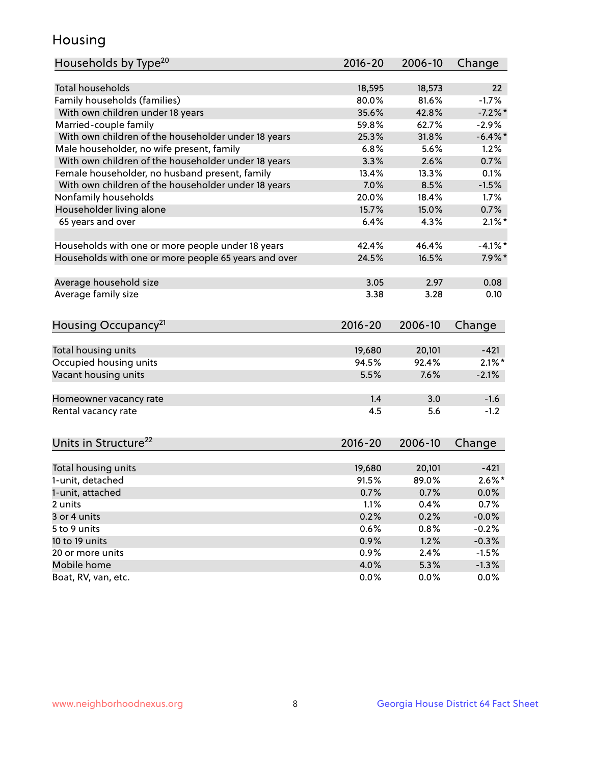## Housing

| Households by Type[20] | 2016-20 | 2006-10 | Change |
|---|---|---|---|
| Total households | 18,595 | 18,573 | 22 |
| Family households (families) | 80.0% | 81.6% | -1.7% |
| With own children under 18 years | 35.6% | 42.8% | -7.2%* |
| Married-couple family | 59.8% | 62.7% | -2.9% |
| With own children of the householder under 18 years | 25.3% | 31.8% | -6.4%* |
| Male householder, no wife present, family | 6.8% | 5.6% | 1.2% |
| With own children of the householder under 18 years | 3.3% | 2.6% | 0.7% |
| Female householder, no husband present, family | 13.4% | 13.3% | 0.1% |
| With own children of the householder under 18 years | 7.0% | 8.5% | -1.5% |
| Nonfamily households | 20.0% | 18.4% | 1.7% |
| Householder living alone | 15.7% | 15.0% | 0.7% |
| 65 years and over | 6.4% | 4.3% | 2.1%* |
| | | | |
| Households with one or more people under 18 years | 42.4% | 46.4% | -4.1%* |
| Households with one or more people 65 years and over | 24.5% | 16.5% | 7.9%* |
| | | | |
| Average household size | 3.05 | 2.97 | 0.08 |
| Average family size | 3.38 | 3.28 | 0.10 |

| Housing Occupancy[21] | 2016-20 | 2006-10 | Change |
|---|---|---|---|
| Total housing units | 19,680 | 20,101 | -421 |
| Occupied housing units | 94.5% | 92.4% | 2.1%* |
| Vacant housing units | 5.5% | 7.6% | -2.1% |
| | | | |
| Homeowner vacancy rate | 1.4 | 3.0 | -1.6 |
| Rental vacancy rate | 4.5 | 5.6 | -1.2 |

| Units in Structure[22] | 2016-20 | 2006-10 | Change |
|---|---|---|---|
| Total housing units | 19,680 | 20,101 | -421 |
| 1-unit, detached | 91.5% | 89.0% | 2.6%* |
| 1-unit, attached | 0.7% | 0.7% | 0.0% |
| 2 units | 1.1% | 0.4% | 0.7% |
| 3 or 4 units | 0.2% | 0.2% | -0.0% |
| 5 to 9 units | 0.6% | 0.8% | -0.2% |
| 10 to 19 units | 0.9% | 1.2% | -0.3% |
| 20 or more units | 0.9% | 2.4% | -1.5% |
| Mobile home | 4.0% | 5.3% | -1.3% |
| Boat, RV, van, etc. | 0.0% | 0.0% | 0.0% |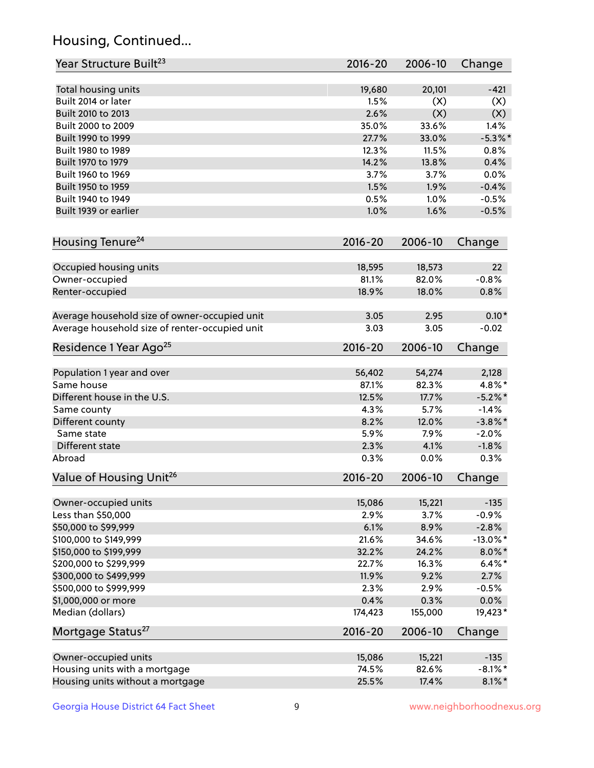## Housing, Continued...

| Year Structure Built[23] | 2016-20 | 2006-10 | Change |
|---|---|---|---|
| Total housing units | 19,680 | 20,101 | -421 |
| Built 2014 or later | 1.5% | (X) | (X) |
| Built 2010 to 2013 | 2.6% | (X) | (X) |
| Built 2000 to 2009 | 35.0% | 33.6% | 1.4% |
| Built 1990 to 1999 | 27.7% | 33.0% | -5.3%* |
| Built 1980 to 1989 | 12.3% | 11.5% | 0.8% |
| Built 1970 to 1979 | 14.2% | 13.8% | 0.4% |
| Built 1960 to 1969 | 3.7% | 3.7% | 0.0% |
| Built 1950 to 1959 | 1.5% | 1.9% | -0.4% |
| Built 1940 to 1949 | 0.5% | 1.0% | -0.5% |
| Built 1939 or earlier | 1.0% | 1.6% | -0.5% |

| Housing Tenure[24] | 2016-20 | 2006-10 | Change |
|---|---|---|---|
| Occupied housing units | 18,595 | 18,573 | 22 |
| Owner-occupied | 81.1% | 82.0% | -0.8% |
| Renter-occupied | 18.9% | 18.0% | 0.8% |
| Average household size of owner-occupied unit | 3.05 | 2.95 | 0.10* |
| Average household size of renter-occupied unit | 3.03 | 3.05 | -0.02 |

| Residence 1 Year Ago[25] | 2016-20 | 2006-10 | Change |
|---|---|---|---|
| Population 1 year and over | 56,402 | 54,274 | 2,128 |
| Same house | 87.1% | 82.3% | 4.8%* |
| Different house in the U.S. | 12.5% | 17.7% | -5.2%* |
| Same county | 4.3% | 5.7% | -1.4% |
| Different county | 8.2% | 12.0% | -3.8%* |
| Same state | 5.9% | 7.9% | -2.0% |
| Different state | 2.3% | 4.1% | -1.8% |
| Abroad | 0.3% | 0.0% | 0.3% |

| Value of Housing Unit[26] | 2016-20 | 2006-10 | Change |
|---|---|---|---|
| Owner-occupied units | 15,086 | 15,221 | -135 |
| Less than $50,000 | 2.9% | 3.7% | -0.9% |
| $50,000 to $99,999 | 6.1% | 8.9% | -2.8% |
| $100,000 to $149,999 | 21.6% | 34.6% | -13.0%* |
| $150,000 to $199,999 | 32.2% | 24.2% | 8.0%* |
| $200,000 to $299,999 | 22.7% | 16.3% | 6.4%* |
| $300,000 to $499,999 | 11.9% | 9.2% | 2.7% |
| $500,000 to $999,999 | 2.3% | 2.9% | -0.5% |
| $1,000,000 or more | 0.4% | 0.3% | 0.0% |
| Median (dollars) | 174,423 | 155,000 | 19,423* |

| Mortgage Status[27] | 2016-20 | 2006-10 | Change |
|---|---|---|---|
| Owner-occupied units | 15,086 | 15,221 | -135 |
| Housing units with a mortgage | 74.5% | 82.6% | -8.1%* |
| Housing units without a mortgage | 25.5% | 17.4% | 8.1%* |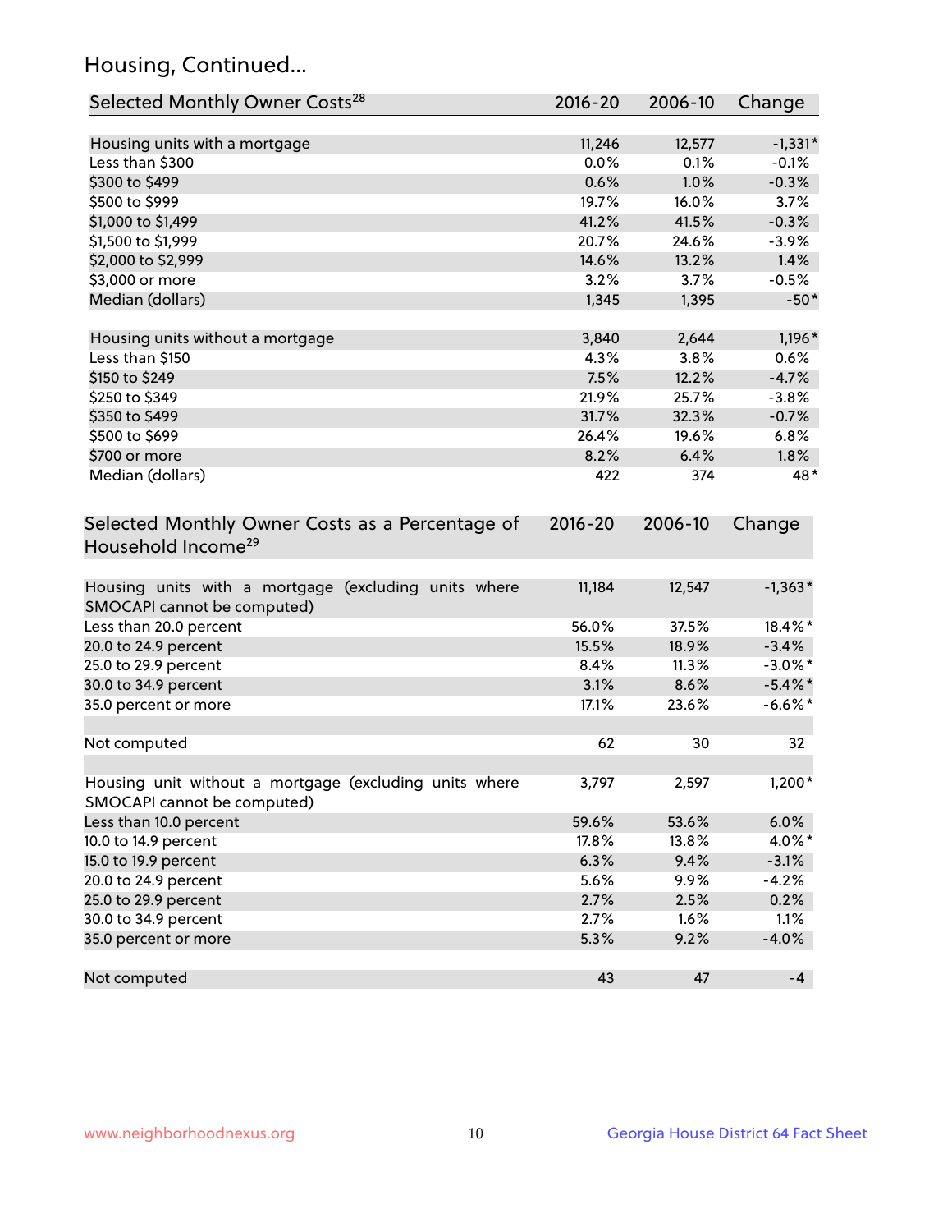## Housing, Continued...

| Selected Monthly Owner Costs[28] | 2016-20 | 2006-10 | Change |
|---|---|---|---|
| Housing units with a mortgage | 11,246 | 12,577 | -1,331* |
| Less than $300 | 0.0% | 0.1% | -0.1% |
| $300 to $499 | 0.6% | 1.0% | -0.3% |
| $500 to $999 | 19.7% | 16.0% | 3.7% |
| $1,000 to $1,499 | 41.2% | 41.5% | -0.3% |
| $1,500 to $1,999 | 20.7% | 24.6% | -3.9% |
| $2,000 to $2,999 | 14.6% | 13.2% | 1.4% |
| $3,000 or more | 3.2% | 3.7% | -0.5% |
| Median (dollars) | 1,345 | 1,395 | -50* |
| Housing units without a mortgage | 3,840 | 2,644 | 1,196* |
| Less than $150 | 4.3% | 3.8% | 0.6% |
| $150 to $249 | 7.5% | 12.2% | -4.7% |
| $250 to $349 | 21.9% | 25.7% | -3.8% |
| $350 to $499 | 31.7% | 32.3% | -0.7% |
| $500 to $699 | 26.4% | 19.6% | 6.8% |
| $700 or more | 8.2% | 6.4% | 1.8% |
| Median (dollars) | 422 | 374 | 48* |

| Selected Monthly Owner Costs as a Percentage of Household Income[29] | 2016-20 | 2006-10 | Change |
|---|---|---|---|
| Housing units with a mortgage (excluding units where SMOCAPI cannot be computed) | 11,184 | 12,547 | -1,363* |
| Less than 20.0 percent | 56.0% | 37.5% | 18.4%* |
| 20.0 to 24.9 percent | 15.5% | 18.9% | -3.4% |
| 25.0 to 29.9 percent | 8.4% | 11.3% | -3.0%* |
| 30.0 to 34.9 percent | 3.1% | 8.6% | -5.4%* |
| 35.0 percent or more | 17.1% | 23.6% | -6.6%* |
| Not computed | 62 | 30 | 32 |
| Housing unit without a mortgage (excluding units where SMOCAPI cannot be computed) | 3,797 | 2,597 | 1,200* |
| Less than 10.0 percent | 59.6% | 53.6% | 6.0% |
| 10.0 to 14.9 percent | 17.8% | 13.8% | 4.0%* |
| 15.0 to 19.9 percent | 6.3% | 9.4% | -3.1% |
| 20.0 to 24.9 percent | 5.6% | 9.9% | -4.2% |
| 25.0 to 29.9 percent | 2.7% | 2.5% | 0.2% |
| 30.0 to 34.9 percent | 2.7% | 1.6% | 1.1% |
| 35.0 percent or more | 5.3% | 9.2% | -4.0% |
| Not computed | 43 | 47 | -4 |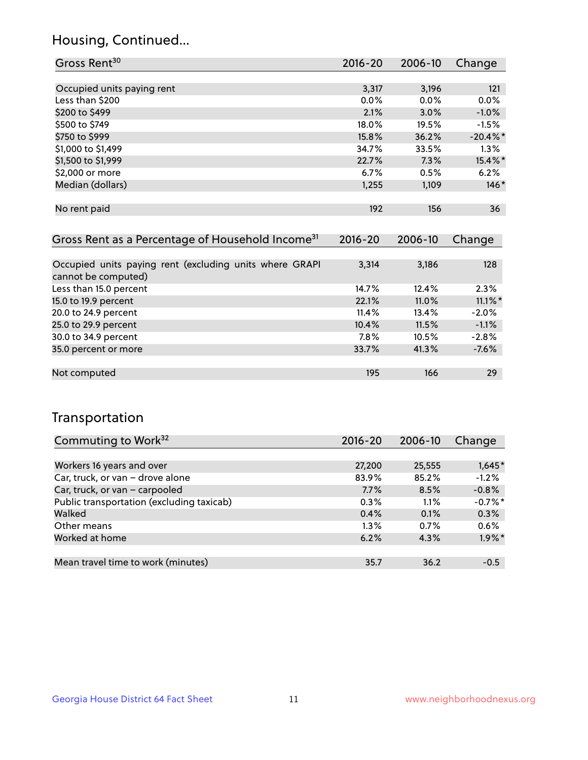## Housing, Continued...

| Gross Rent[30] | 2016-20 | 2006-10 | Change |
|---|---|---|---|
| Occupied units paying rent | 3,317 | 3,196 | 121 |
| Less than $200 | 0.0% | 0.0% | 0.0% |
| $200 to $499 | 2.1% | 3.0% | -1.0% |
| $500 to $749 | 18.0% | 19.5% | -1.5% |
| $750 to $999 | 15.8% | 36.2% | -20.4%* |
| $1,000 to $1,499 | 34.7% | 33.5% | 1.3% |
| $1,500 to $1,999 | 22.7% | 7.3% | 15.4%* |
| $2,000 or more | 6.7% | 0.5% | 6.2% |
| Median (dollars) | 1,255 | 1,109 | 146* |
| No rent paid | 192 | 156 | 36 |

| Gross Rent as a Percentage of Household Income[31] | 2016-20 | 2006-10 | Change |
|---|---|---|---|
| Occupied units paying rent (excluding units where GRAPI cannot be computed) | 3,314 | 3,186 | 128 |
| Less than 15.0 percent | 14.7% | 12.4% | 2.3% |
| 15.0 to 19.9 percent | 22.1% | 11.0% | 11.1%* |
| 20.0 to 24.9 percent | 11.4% | 13.4% | -2.0% |
| 25.0 to 29.9 percent | 10.4% | 11.5% | -1.1% |
| 30.0 to 34.9 percent | 7.8% | 10.5% | -2.8% |
| 35.0 percent or more | 33.7% | 41.3% | -7.6% |
| Not computed | 195 | 166 | 29 |

## Transportation

| Commuting to Work[32] | 2016-20 | 2006-10 | Change |
|---|---|---|---|
| Workers 16 years and over | 27,200 | 25,555 | 1,645* |
| Car, truck, or van – drove alone | 83.9% | 85.2% | -1.2% |
| Car, truck, or van – carpooled | 7.7% | 8.5% | -0.8% |
| Public transportation (excluding taxicab) | 0.3% | 1.1% | -0.7%* |
| Walked | 0.4% | 0.1% | 0.3% |
| Other means | 1.3% | 0.7% | 0.6% |
| Worked at home | 6.2% | 4.3% | 1.9%* |
| Mean travel time to work (minutes) | 35.7 | 36.2 | -0.5 |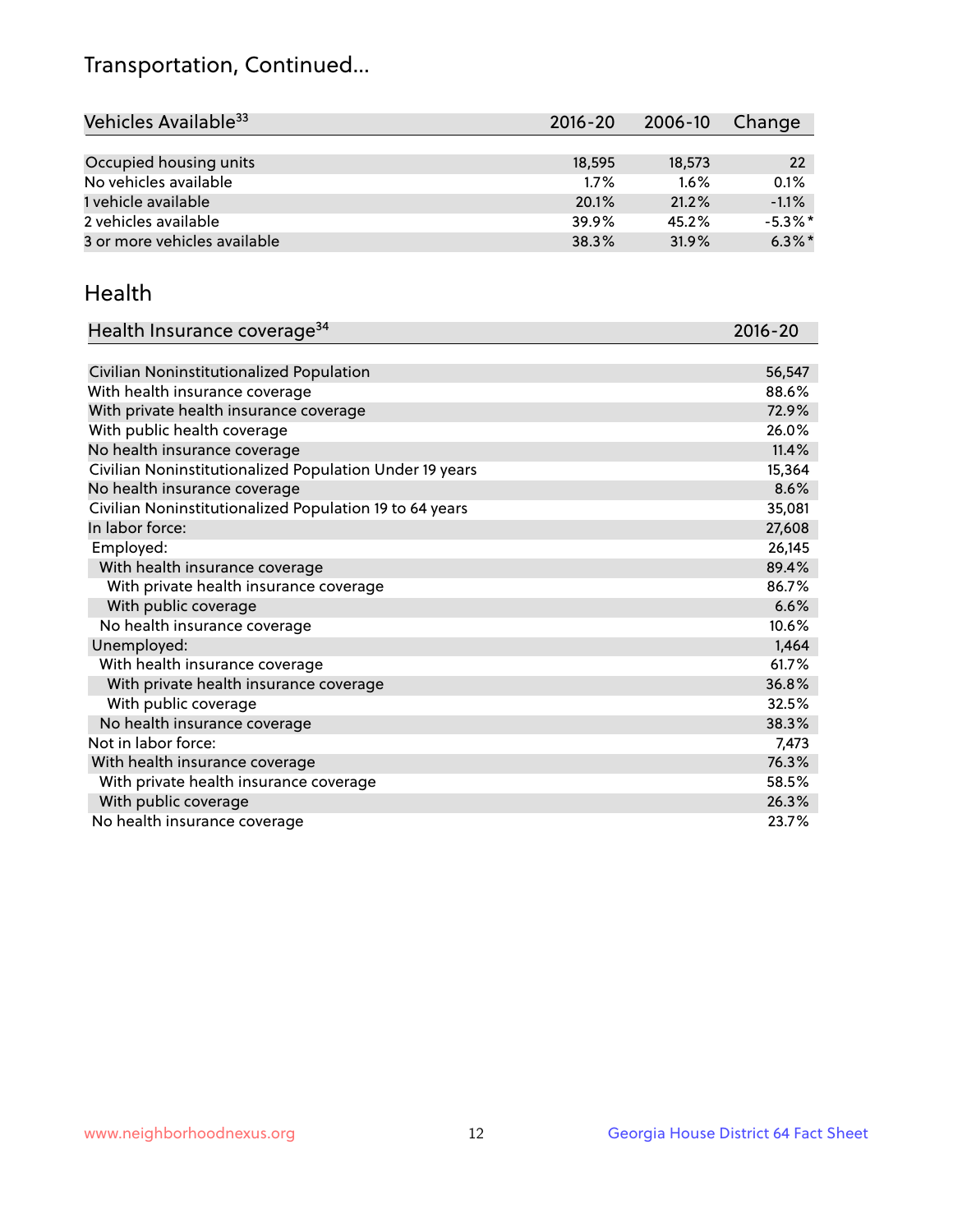## Transportation, Continued...

| Vehicles Available[33] | 2016-20 | 2006-10 | Change |
|---|---|---|---|
| Occupied housing units | 18,595 | 18,573 | 22 |
| No vehicles available | 1.7% | 1.6% | 0.1% |
| 1 vehicle available | 20.1% | 21.2% | -1.1% |
| 2 vehicles available | 39.9% | 45.2% | -5.3%* |
| 3 or more vehicles available | 38.3% | 31.9% | 6.3%* |

## Health

| Health Insurance coverage[34] | 2016-20 |
|---|---|
| Civilian Noninstitutionalized Population | 56,547 |
| With health insurance coverage | 88.6% |
| With private health insurance coverage | 72.9% |
| With public health coverage | 26.0% |
| No health insurance coverage | 11.4% |
| Civilian Noninstitutionalized Population Under 19 years | 15,364 |
| No health insurance coverage | 8.6% |
| Civilian Noninstitutionalized Population 19 to 64 years | 35,081 |
| In labor force: | 27,608 |
| Employed: | 26,145 |
| With health insurance coverage | 89.4% |
| With private health insurance coverage | 86.7% |
| With public coverage | 6.6% |
| No health insurance coverage | 10.6% |
| Unemployed: | 1,464 |
| With health insurance coverage | 61.7% |
| With private health insurance coverage | 36.8% |
| With public coverage | 32.5% |
| No health insurance coverage | 38.3% |
| Not in labor force: | 7,473 |
| With health insurance coverage | 76.3% |
| With private health insurance coverage | 58.5% |
| With public coverage | 26.3% |
| No health insurance coverage | 23.7% |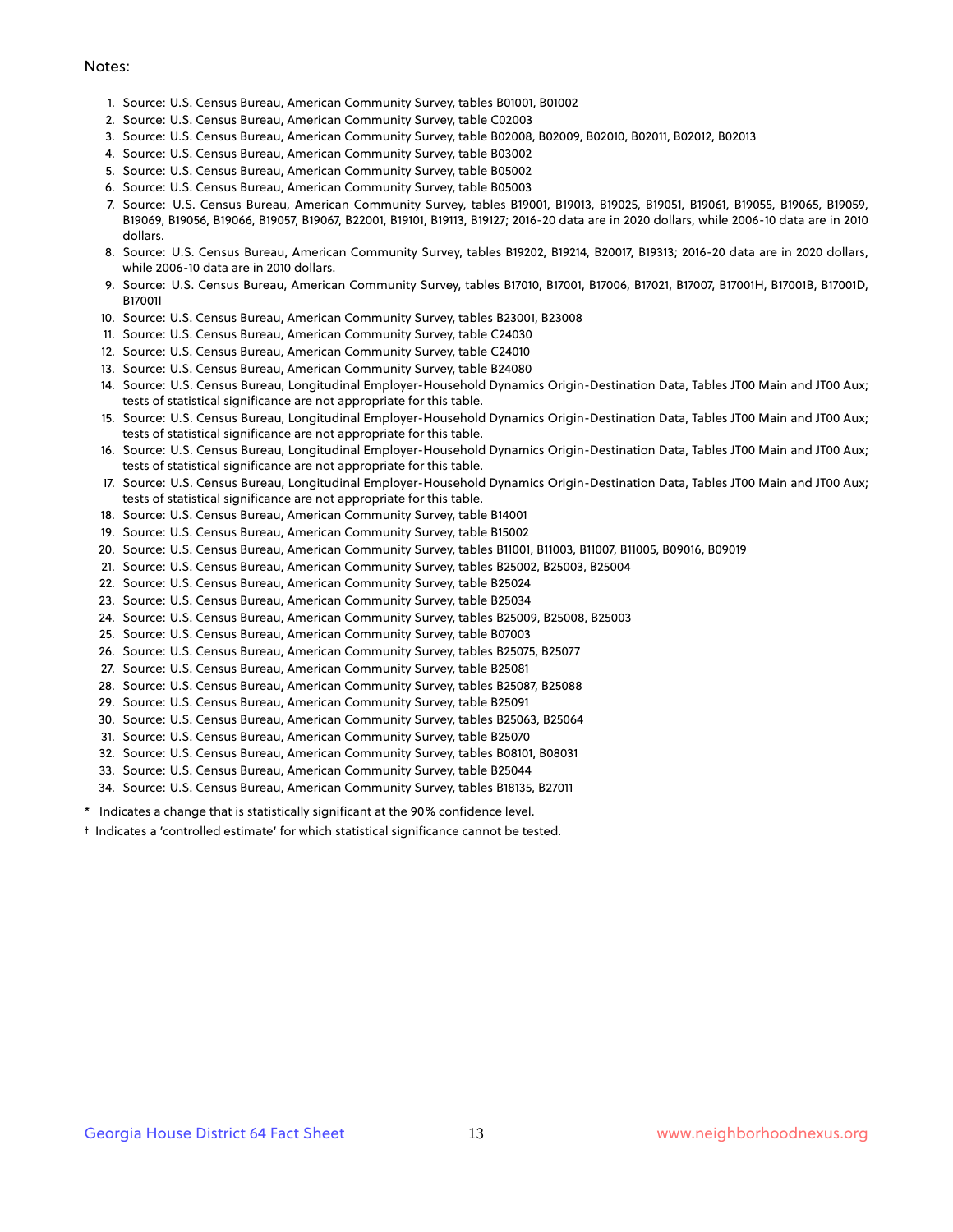Notes:

1. Source: U.S. Census Bureau, American Community Survey, tables B01001, B01002
2. Source: U.S. Census Bureau, American Community Survey, table C02003
3. Source: U.S. Census Bureau, American Community Survey, table B02008, B02009, B02010, B02011, B02012, B02013
4. Source: U.S. Census Bureau, American Community Survey, table B03002
5. Source: U.S. Census Bureau, American Community Survey, table B05002
6. Source: U.S. Census Bureau, American Community Survey, table B05003
7. Source: U.S. Census Bureau, American Community Survey, tables B19001, B19013, B19025, B19051, B19061, B19055, B19065, B19059, B19069, B19056, B19066, B19057, B19067, B22001, B19101, B19113, B19127; 2016-20 data are in 2020 dollars, while 2006-10 data are in 2010 dollars.
8. Source: U.S. Census Bureau, American Community Survey, tables B19202, B19214, B20017, B19313; 2016-20 data are in 2020 dollars, while 2006-10 data are in 2010 dollars.
9. Source: U.S. Census Bureau, American Community Survey, tables B17010, B17001, B17006, B17021, B17007, B17001H, B17001B, B17001D, B17001I
10. Source: U.S. Census Bureau, American Community Survey, tables B23001, B23008
11. Source: U.S. Census Bureau, American Community Survey, table C24030
12. Source: U.S. Census Bureau, American Community Survey, table C24010
13. Source: U.S. Census Bureau, American Community Survey, table B24080
14. Source: U.S. Census Bureau, Longitudinal Employer-Household Dynamics Origin-Destination Data, Tables JT00 Main and JT00 Aux; tests of statistical significance are not appropriate for this table.
15. Source: U.S. Census Bureau, Longitudinal Employer-Household Dynamics Origin-Destination Data, Tables JT00 Main and JT00 Aux; tests of statistical significance are not appropriate for this table.
16. Source: U.S. Census Bureau, Longitudinal Employer-Household Dynamics Origin-Destination Data, Tables JT00 Main and JT00 Aux; tests of statistical significance are not appropriate for this table.
17. Source: U.S. Census Bureau, Longitudinal Employer-Household Dynamics Origin-Destination Data, Tables JT00 Main and JT00 Aux; tests of statistical significance are not appropriate for this table.
18. Source: U.S. Census Bureau, American Community Survey, table B14001
19. Source: U.S. Census Bureau, American Community Survey, table B15002
20. Source: U.S. Census Bureau, American Community Survey, tables B11001, B11003, B11007, B11005, B09016, B09019
21. Source: U.S. Census Bureau, American Community Survey, tables B25002, B25003, B25004
22. Source: U.S. Census Bureau, American Community Survey, table B25024
23. Source: U.S. Census Bureau, American Community Survey, table B25034
24. Source: U.S. Census Bureau, American Community Survey, tables B25009, B25008, B25003
25. Source: U.S. Census Bureau, American Community Survey, table B07003
26. Source: U.S. Census Bureau, American Community Survey, tables B25075, B25077
27. Source: U.S. Census Bureau, American Community Survey, table B25081
28. Source: U.S. Census Bureau, American Community Survey, tables B25087, B25088
29. Source: U.S. Census Bureau, American Community Survey, table B25091
30. Source: U.S. Census Bureau, American Community Survey, tables B25063, B25064
31. Source: U.S. Census Bureau, American Community Survey, table B25070
32. Source: U.S. Census Bureau, American Community Survey, tables B08101, B08031
33. Source: U.S. Census Bureau, American Community Survey, table B25044
34. Source: U.S. Census Bureau, American Community Survey, tables B18135, B27011

\* Indicates a change that is statistically significant at the 90% confidence level.

† Indicates a 'controlled estimate' for which statistical significance cannot be tested.